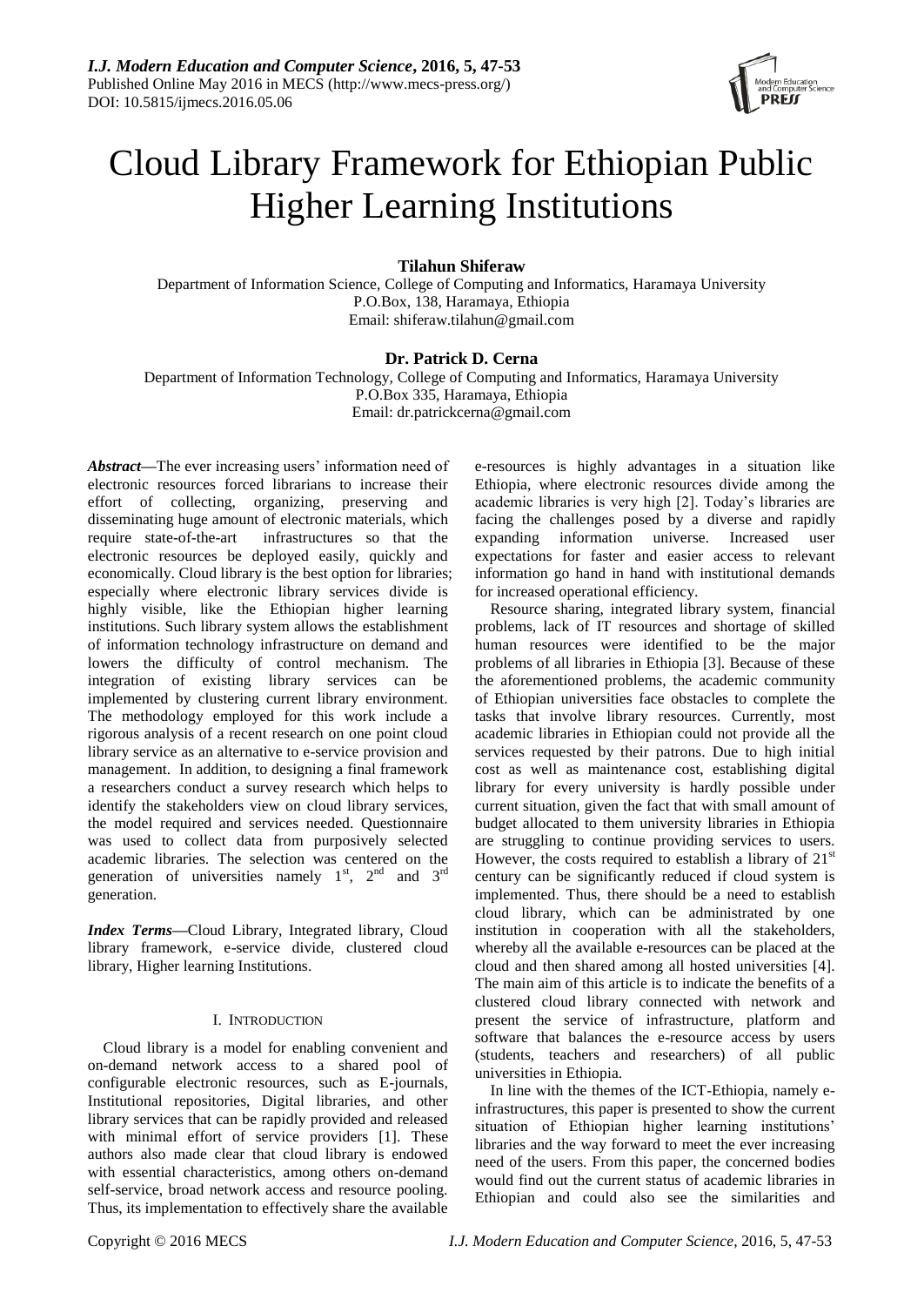# Cloud Library Framework for Ethiopian Public Higher Learning Institutions

**Tilahun Shiferaw**

Department of Information Science, College of Computing and Informatics, Haramaya University
P.O.Box, 138, Haramaya, Ethiopia
Email: shiferaw.tilahun@gmail.com

**Dr. Patrick D. Cerna**

Department of Information Technology, College of Computing and Informatics, Haramaya University
P.O.Box 335, Haramaya, Ethiopia
Email: dr.patrickcerna@gmail.com

***Abstract*—**The ever increasing users' information need of electronic resources forced librarians to increase their effort of collecting, organizing, preserving and disseminating huge amount of electronic materials, which require state-of-the-art infrastructures so that the electronic resources be deployed easily, quickly and economically. Cloud library is the best option for libraries; especially where electronic library services divide is highly visible, like the Ethiopian higher learning institutions. Such library system allows the establishment of information technology infrastructure on demand and lowers the difficulty of control mechanism. The integration of existing library services can be implemented by clustering current library environment. The methodology employed for this work include a rigorous analysis of a recent research on one point cloud library service as an alternative to e-service provision and management. In addition, to designing a final framework a researchers conduct a survey research which helps to identify the stakeholders view on cloud library services, the model required and services needed. Questionnaire was used to collect data from purposively selected academic libraries. The selection was centered on the generation of universities namely 1st, 2nd and 3rd generation.

***Index Terms*—**Cloud Library, Integrated library, Cloud library framework, e-service divide, clustered cloud library, Higher learning Institutions.

## I. Introduction

Cloud library is a model for enabling convenient and on-demand network access to a shared pool of configurable electronic resources, such as E-journals, Institutional repositories, Digital libraries, and other library services that can be rapidly provided and released with minimal effort of service providers [1]. These authors also made clear that cloud library is endowed with essential characteristics, among others on-demand self-service, broad network access and resource pooling. Thus, its implementation to effectively share the available e-resources is highly advantages in a situation like Ethiopia, where electronic resources divide among the academic libraries is very high [2]. Today's libraries are facing the challenges posed by a diverse and rapidly expanding information universe. Increased user expectations for faster and easier access to relevant information go hand in hand with institutional demands for increased operational efficiency.

Resource sharing, integrated library system, financial problems, lack of IT resources and shortage of skilled human resources were identified to be the major problems of all libraries in Ethiopia [3]. Because of these the aforementioned problems, the academic community of Ethiopian universities face obstacles to complete the tasks that involve library resources. Currently, most academic libraries in Ethiopian could not provide all the services requested by their patrons. Due to high initial cost as well as maintenance cost, establishing digital library for every university is hardly possible under current situation, given the fact that with small amount of budget allocated to them university libraries in Ethiopia are struggling to continue providing services to users. However, the costs required to establish a library of 21st century can be significantly reduced if cloud system is implemented. Thus, there should be a need to establish cloud library, which can be administrated by one institution in cooperation with all the stakeholders, whereby all the available e-resources can be placed at the cloud and then shared among all hosted universities [4]. The main aim of this article is to indicate the benefits of a clustered cloud library connected with network and present the service of infrastructure, platform and software that balances the e-resource access by users (students, teachers and researchers) of all public universities in Ethiopia.

In line with the themes of the ICT-Ethiopia, namely e-infrastructures, this paper is presented to show the current situation of Ethiopian higher learning institutions' libraries and the way forward to meet the ever increasing need of the users. From this paper, the concerned bodies would find out the current status of academic libraries in Ethiopian and could also see the similarities and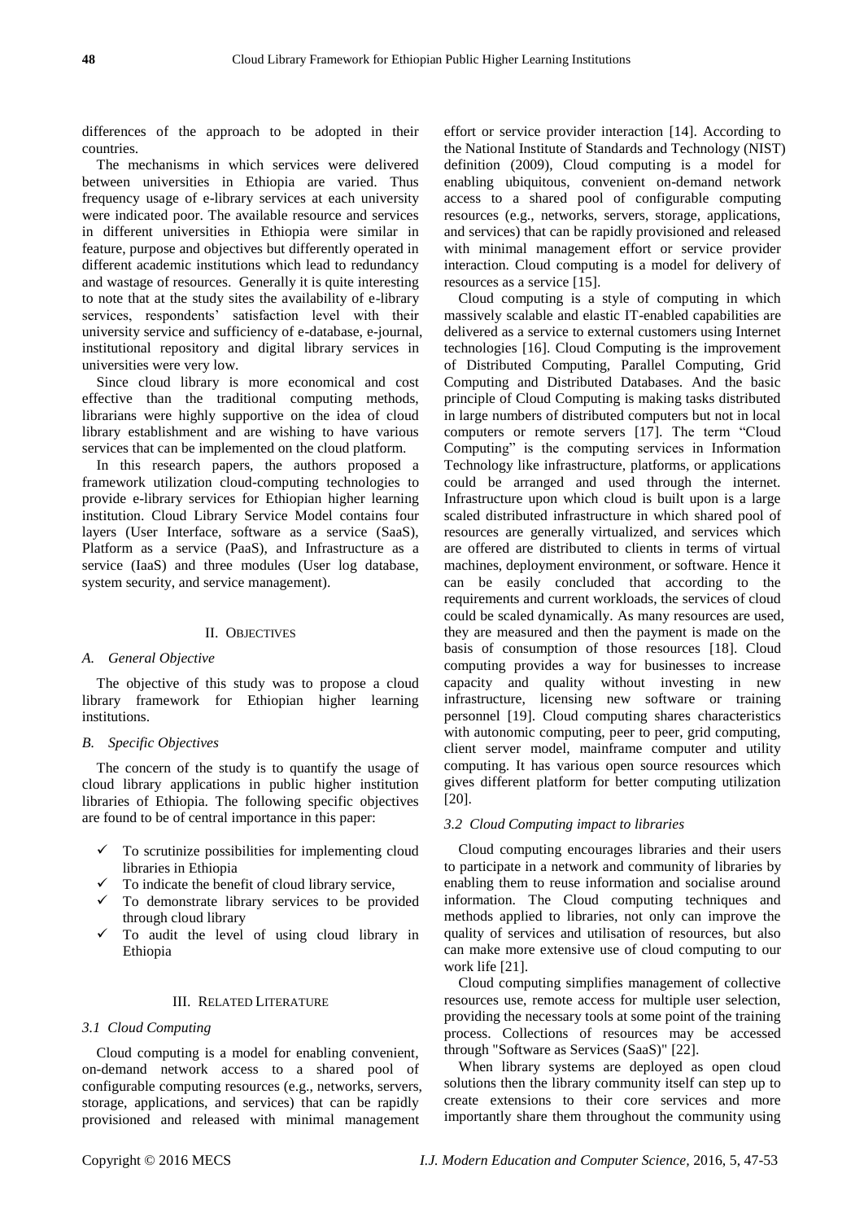differences of the approach to be adopted in their countries.

The mechanisms in which services were delivered between universities in Ethiopia are varied. Thus frequency usage of e-library services at each university were indicated poor. The available resource and services in different universities in Ethiopia were similar in feature, purpose and objectives but differently operated in different academic institutions which lead to redundancy and wastage of resources. Generally it is quite interesting to note that at the study sites the availability of e-library services, respondents' satisfaction level with their university service and sufficiency of e-database, e-journal, institutional repository and digital library services in universities were very low.

Since cloud library is more economical and cost effective than the traditional computing methods, librarians were highly supportive on the idea of cloud library establishment and are wishing to have various services that can be implemented on the cloud platform.

In this research papers, the authors proposed a framework utilization cloud-computing technologies to provide e-library services for Ethiopian higher learning institution. Cloud Library Service Model contains four layers (User Interface, software as a service (SaaS), Platform as a service (PaaS), and Infrastructure as a service (IaaS) and three modules (User log database, system security, and service management).

## II. Objectives

### A. General Objective

The objective of this study was to propose a cloud library framework for Ethiopian higher learning institutions.

### B. Specific Objectives

The concern of the study is to quantify the usage of cloud library applications in public higher institution libraries of Ethiopia. The following specific objectives are found to be of central importance in this paper:

- ✓ To scrutinize possibilities for implementing cloud libraries in Ethiopia
- ✓ To indicate the benefit of cloud library service,
- ✓ To demonstrate library services to be provided through cloud library
- ✓ To audit the level of using cloud library in Ethiopia

## III. Related Literature

### 3.1 Cloud Computing

Cloud computing is a model for enabling convenient, on-demand network access to a shared pool of configurable computing resources (e.g., networks, servers, storage, applications, and services) that can be rapidly provisioned and released with minimal management effort or service provider interaction [14]. According to the National Institute of Standards and Technology (NIST) definition (2009), Cloud computing is a model for enabling ubiquitous, convenient on-demand network access to a shared pool of configurable computing resources (e.g., networks, servers, storage, applications, and services) that can be rapidly provisioned and released with minimal management effort or service provider interaction. Cloud computing is a model for delivery of resources as a service [15].

Cloud computing is a style of computing in which massively scalable and elastic IT-enabled capabilities are delivered as a service to external customers using Internet technologies [16]. Cloud Computing is the improvement of Distributed Computing, Parallel Computing, Grid Computing and Distributed Databases. And the basic principle of Cloud Computing is making tasks distributed in large numbers of distributed computers but not in local computers or remote servers [17]. The term "Cloud Computing" is the computing services in Information Technology like infrastructure, platforms, or applications could be arranged and used through the internet. Infrastructure upon which cloud is built upon is a large scaled distributed infrastructure in which shared pool of resources are generally virtualized, and services which are offered are distributed to clients in terms of virtual machines, deployment environment, or software. Hence it can be easily concluded that according to the requirements and current workloads, the services of cloud could be scaled dynamically. As many resources are used, they are measured and then the payment is made on the basis of consumption of those resources [18]. Cloud computing provides a way for businesses to increase capacity and quality without investing in new infrastructure, licensing new software or training personnel [19]. Cloud computing shares characteristics with autonomic computing, peer to peer, grid computing, client server model, mainframe computer and utility computing. It has various open source resources which gives different platform for better computing utilization [20].

### 3.2 Cloud Computing impact to libraries

Cloud computing encourages libraries and their users to participate in a network and community of libraries by enabling them to reuse information and socialise around information. The Cloud computing techniques and methods applied to libraries, not only can improve the quality of services and utilisation of resources, but also can make more extensive use of cloud computing to our work life [21].

Cloud computing simplifies management of collective resources use, remote access for multiple user selection, providing the necessary tools at some point of the training process. Collections of resources may be accessed through "Software as Services (SaaS)" [22].

When library systems are deployed as open cloud solutions then the library community itself can step up to create extensions to their core services and more importantly share them throughout the community using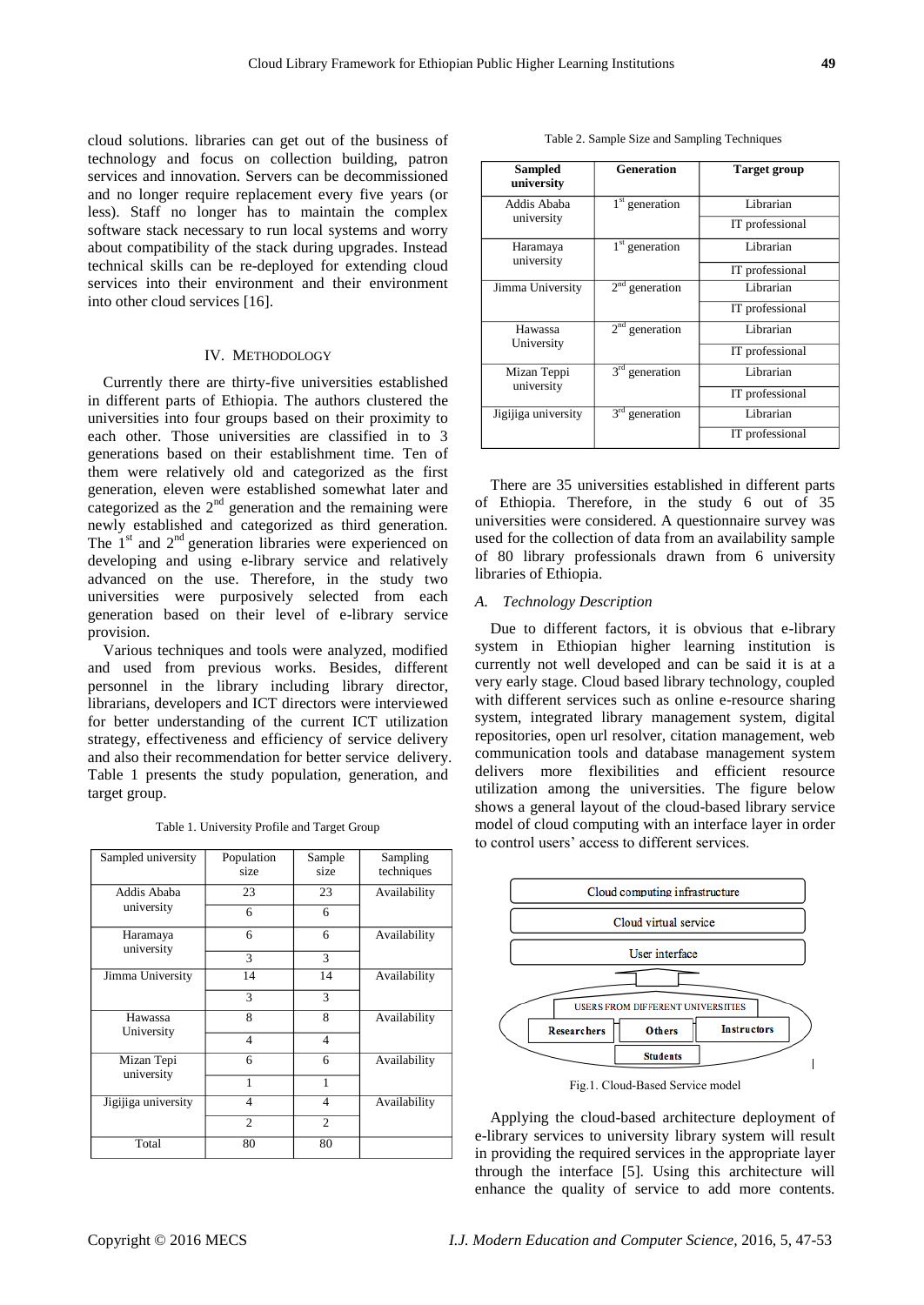cloud solutions. libraries can get out of the business of technology and focus on collection building, patron services and innovation. Servers can be decommissioned and no longer require replacement every five years (or less). Staff no longer has to maintain the complex software stack necessary to run local systems and worry about compatibility of the stack during upgrades. Instead technical skills can be re-deployed for extending cloud services into their environment and their environment into other cloud services [16].

## IV. Methodology

Currently there are thirty-five universities established in different parts of Ethiopia. The authors clustered the universities into four groups based on their proximity to each other. Those universities are classified in to 3 generations based on their establishment time. Ten of them were relatively old and categorized as the first generation, eleven were established somewhat later and categorized as the 2nd generation and the remaining were newly established and categorized as third generation. The 1st and 2nd generation libraries were experienced on developing and using e-library service and relatively advanced on the use. Therefore, in the study two universities were purposively selected from each generation based on their level of e-library service provision.

Various techniques and tools were analyzed, modified and used from previous works. Besides, different personnel in the library including library director, librarians, developers and ICT directors were interviewed for better understanding of the current ICT utilization strategy, effectiveness and efficiency of service delivery and also their recommendation for better service delivery. Table 1 presents the study population, generation, and target group.

Table 1. University Profile and Target Group

| Sampled university | Population size | Sample size | Sampling techniques |
|---|---|---|---|
| Addis Ababa university | 23 | 23 | Availability |
| | 6 | 6 | |
| Haramaya university | 6 | 6 | Availability |
| | 3 | 3 | |
| Jimma University | 14 | 14 | Availability |
| | 3 | 3 | |
| Hawassa University | 8 | 8 | Availability |
| | 4 | 4 | |
| Mizan Tepi university | 6 | 6 | Availability |
| | 1 | 1 | |
| Jigijiga university | 4 | 4 | Availability |
| | 2 | 2 | |
| Total | 80 | 80 | |

Table 2. Sample Size and Sampling Techniques

| Sampled university | Generation | Target group |
|---|---|---|
| Addis Ababa university | 1st generation | Librarian |
| | | IT professional |
| Haramaya university | 1st generation | Librarian |
| | | IT professional |
| Jimma University | 2nd generation | Librarian |
| | | IT professional |
| Hawassa University | 2nd generation | Librarian |
| | | IT professional |
| Mizan Teppi university | 3rd generation | Librarian |
| | | IT professional |
| Jigijiga university | 3rd generation | Librarian |
| | | IT professional |

There are 35 universities established in different parts of Ethiopia. Therefore, in the study 6 out of 35 universities were considered. A questionnaire survey was used for the collection of data from an availability sample of 80 library professionals drawn from 6 university libraries of Ethiopia.

### A. *Technology Description*

Due to different factors, it is obvious that e-library system in Ethiopian higher learning institution is currently not well developed and can be said it is at a very early stage. Cloud based library technology, coupled with different services such as online e-resource sharing system, integrated library management system, digital repositories, open url resolver, citation management, web communication tools and database management system delivers more flexibilities and efficient resource utilization among the universities. The figure below shows a general layout of the cloud-based library service model of cloud computing with an interface layer in order to control users' access to different services.

Cloud computing infrastructure

Cloud virtual service

User interface

USERS FROM DIFFERENT UNIVERSITIES

Researchers | Others | Instructors

Students

Fig.1. Cloud-Based Service model

Applying the cloud-based architecture deployment of e-library services to university library system will result in providing the required services in the appropriate layer through the interface [5]. Using this architecture will enhance the quality of service to add more contents.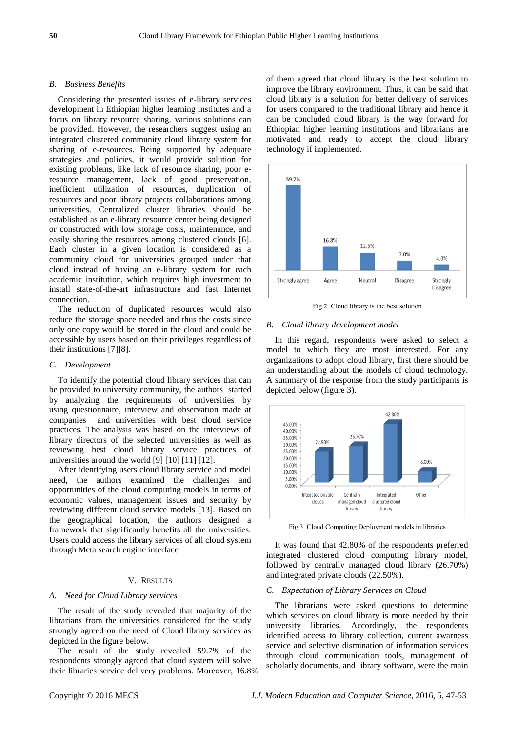### B. *Business Benefits*

Considering the presented issues of e-library services development in Ethiopian higher learning institutes and a focus on library resource sharing, various solutions can be provided. However, the researchers suggest using an integrated clustered community cloud library system for sharing of e-resources. Being supported by adequate strategies and policies, it would provide solution for existing problems, like lack of resource sharing, poor e-resource management, lack of good preservation, inefficient utilization of resources, duplication of resources and poor library projects collaborations among universities. Centralized cluster libraries should be established as an e-library resource center being designed or constructed with low storage costs, maintenance, and easily sharing the resources among clustered clouds [6]. Each cluster in a given location is considered as a community cloud for universities grouped under that cloud instead of having an e-library system for each academic institution, which requires high investment to install state-of-the-art infrastructure and fast Internet connection.

The reduction of duplicated resources would also reduce the storage space needed and thus the costs since only one copy would be stored in the cloud and could be accessible by users based on their privileges regardless of their institutions [7][8].

### C. *Development*

To identify the potential cloud library services that can be provided to university community, the authors started by analyzing the requirements of universities by using questionnaire, interview and observation made at companies and universities with best cloud service practices. The analysis was based on the interviews of library directors of the selected universities as well as reviewing best cloud library service practices of universities around the world [9] [10] [11] [12].

After identifying users cloud library service and model need, the authors examined the challenges and opportunities of the cloud computing models in terms of economic values, management issues and security by reviewing different cloud service models [13]. Based on the geographical location, the authors designed a framework that significantly benefits all the universities. Users could access the library services of all cloud system through Meta search engine interface

## V. Results

### A. *Need for Cloud Library services*

The result of the study revealed that majority of the librarians from the universities considered for the study strongly agreed on the need of Cloud library services as depicted in the figure below.

The result of the study revealed 59.7% of the respondents strongly agreed that cloud system will solve their libraries service delivery problems. Moreover, 16.8% of them agreed that cloud library is the best solution to improve the library environment. Thus, it can be said that cloud library is a solution for better delivery of services for users compared to the traditional library and hence it can be concluded cloud library is the way forward for Ethiopian higher learning institutions and librarians are motivated and ready to accept the cloud library technology if implemented.

| Strongly agree | Agree | Neutral | Disagree | Strongly Disagree |
|---|---|---|---|---|
| 59.7% | 16.8% | 12.5% | 7.0% | 4.0% |

Fig.2. Cloud library is the best solution

### B. *Cloud library development model*

In this regard, respondents were asked to select a model to which they are most interested. For any organizations to adopt cloud library, first there should be an understanding about the models of cloud technology. A summary of the response from the study participants is depicted below (figure 3).

| Integrated private clouds | Centrally managed cloud library | Integrated clustered cloud library | Other |
|---|---|---|---|
| 22.50% | 26.70% | 42.80% | 8.00% |

Fig.3. Cloud Computing Deployment models in libraries

It was found that 42.80% of the respondents preferred integrated clustered cloud computing library model, followed by centrally managed cloud library (26.70%) and integrated private clouds (22.50%).

### C. *Expectation of Library Services on Cloud*

The librarians were asked questions to determine which services on cloud library is more needed by their university libraries. Accordingly, the respondents identified access to library collection, current awarness service and selective dismination of information services through cloud communication tools, management of scholarly documents, and library software, were the main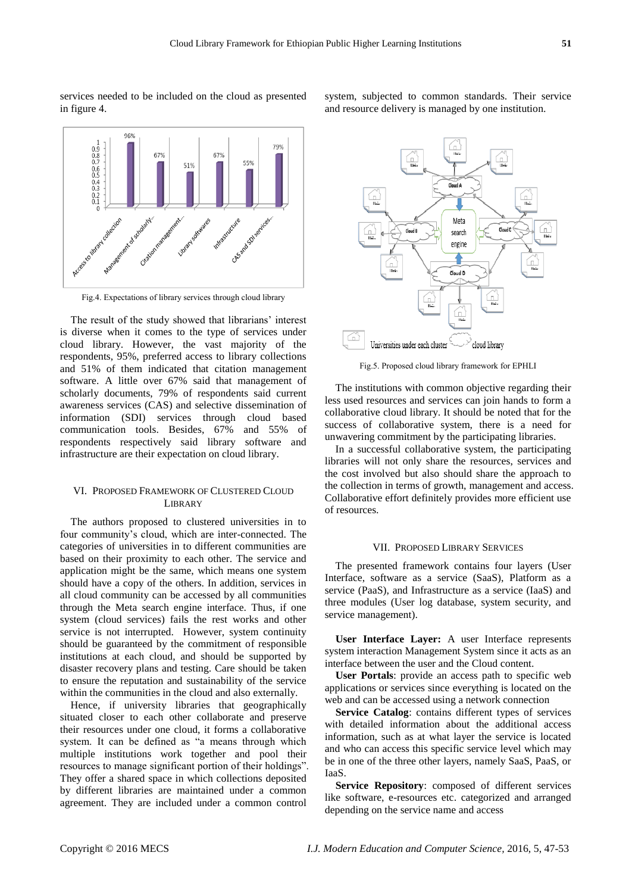services needed to be included on the cloud as presented in figure 4.

Fig.4. Expectations of library services through cloud library

The result of the study showed that librarians' interest is diverse when it comes to the type of services under cloud library. However, the vast majority of the respondents, 95%, preferred access to library collections and 51% of them indicated that citation management software. A little over 67% said that management of scholarly documents, 79% of respondents said current awareness services (CAS) and selective dissemination of information (SDI) services through cloud based communication tools. Besides, 67% and 55% of respondents respectively said library software and infrastructure are their expectation on cloud library.

## VI. Proposed Framework of Clustered Cloud Library

The authors proposed to clustered universities in to four community's cloud, which are inter-connected. The categories of universities in to different communities are based on their proximity to each other. The service and application might be the same, which means one system should have a copy of the others. In addition, services in all cloud community can be accessed by all communities through the Meta search engine interface. Thus, if one system (cloud services) fails the rest works and other service is not interrupted. However, system continuity should be guaranteed by the commitment of responsible institutions at each cloud, and should be supported by disaster recovery plans and testing. Care should be taken to ensure the reputation and sustainability of the service within the communities in the cloud and also externally.

Hence, if university libraries that geographically situated closer to each other collaborate and preserve their resources under one cloud, it forms a collaborative system. It can be defined as "a means through which multiple institutions work together and pool their resources to manage significant portion of their holdings". They offer a shared space in which collections deposited by different libraries are maintained under a common agreement. They are included under a common control system, subjected to common standards. Their service and resource delivery is managed by one institution.

Fig.5. Proposed cloud library framework for EPHLI

The institutions with common objective regarding their less used resources and services can join hands to form a collaborative cloud library. It should be noted that for the success of collaborative system, there is a need for unwavering commitment by the participating libraries.

In a successful collaborative system, the participating libraries will not only share the resources, services and the cost involved but also should share the approach to the collection in terms of growth, management and access. Collaborative effort definitely provides more efficient use of resources.

## VII. Proposed Library Services

The presented framework contains four layers (User Interface, software as a service (SaaS), Platform as a service (PaaS), and Infrastructure as a service (IaaS) and three modules (User log database, system security, and service management).

**User Interface Layer:** A user Interface represents system interaction Management System since it acts as an interface between the user and the Cloud content.

**User Portals**: provide an access path to specific web applications or services since everything is located on the web and can be accessed using a network connection

**Service Catalog**: contains different types of services with detailed information about the additional access information, such as at what layer the service is located and who can access this specific service level which may be in one of the three other layers, namely SaaS, PaaS, or IaaS.

**Service Repository**: composed of different services like software, e-resources etc. categorized and arranged depending on the service name and access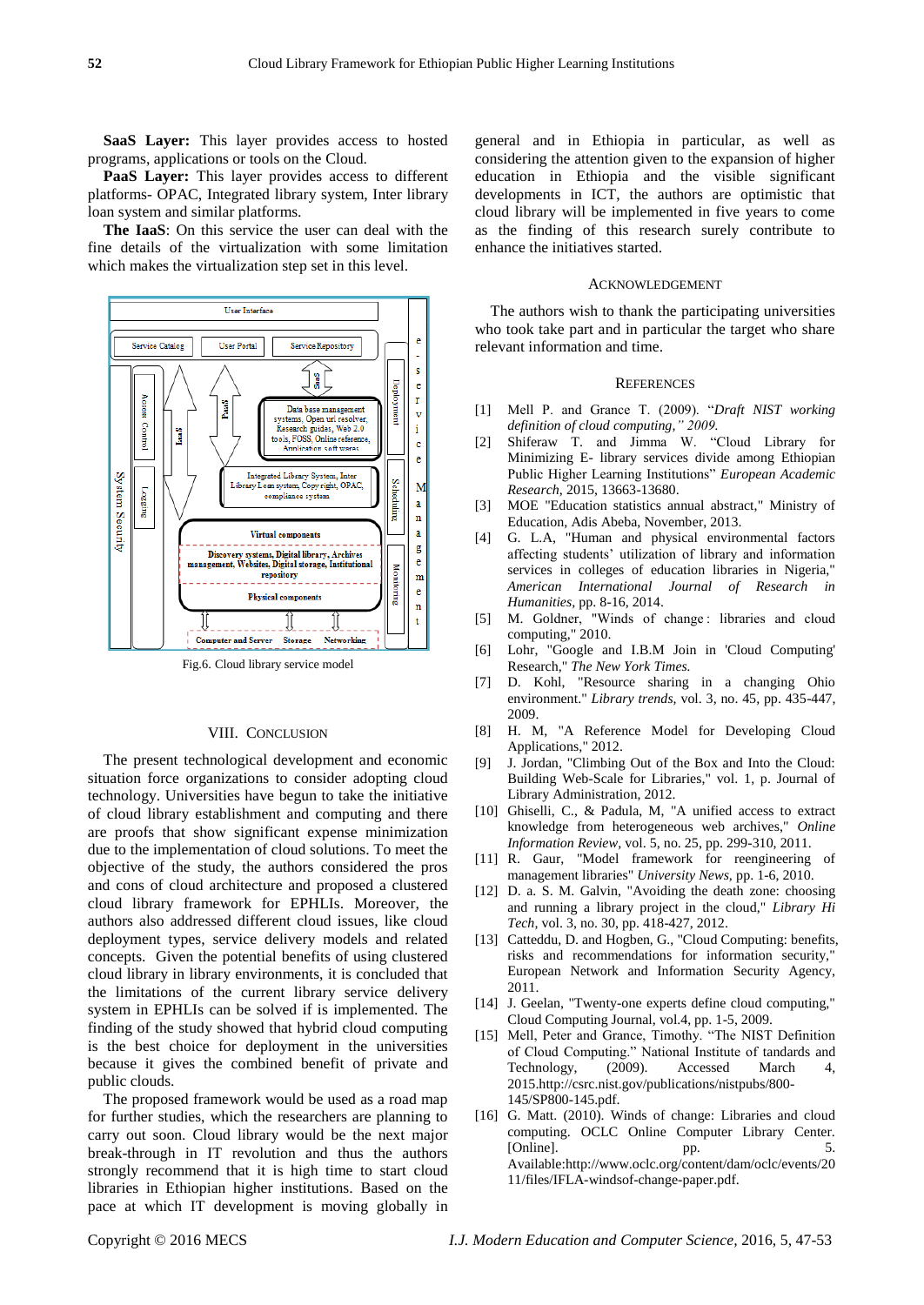**SaaS Layer:** This layer provides access to hosted programs, applications or tools on the Cloud.

**PaaS Layer:** This layer provides access to different platforms- OPAC, Integrated library system, Inter library loan system and similar platforms.

**The IaaS**: On this service the user can deal with the fine details of the virtualization with some limitation which makes the virtualization step set in this level.

Fig.6. Cloud library service model

## VIII. Conclusion

The present technological development and economic situation force organizations to consider adopting cloud technology. Universities have begun to take the initiative of cloud library establishment and computing and there are proofs that show significant expense minimization due to the implementation of cloud solutions. To meet the objective of the study, the authors considered the pros and cons of cloud architecture and proposed a clustered cloud library framework for EPHLIs. Moreover, the authors also addressed different cloud issues, like cloud deployment types, service delivery models and related concepts. Given the potential benefits of using clustered cloud library in library environments, it is concluded that the limitations of the current library service delivery system in EPHLIs can be solved if is implemented. The finding of the study showed that hybrid cloud computing is the best choice for deployment in the universities because it gives the combined benefit of private and public clouds.

The proposed framework would be used as a road map for further studies, which the researchers are planning to carry out soon. Cloud library would be the next major break-through in IT revolution and thus the authors strongly recommend that it is high time to start cloud libraries in Ethiopian higher institutions. Based on the pace at which IT development is moving globally in general and in Ethiopia in particular, as well as considering the attention given to the expansion of higher education in Ethiopia and the visible significant developments in ICT, the authors are optimistic that cloud library will be implemented in five years to come as the finding of this research surely contribute to enhance the initiatives started.

## Acknowledgement

The authors wish to thank the participating universities who took take part and in particular the target who share relevant information and time.

## References

[1] Mell P. and Grance T. (2009). "*Draft NIST working definition of cloud computing," 2009.*

[2] Shiferaw T. and Jimma W. "Cloud Library for Minimizing E- library services divide among Ethiopian Public Higher Learning Institutions" *European Academic Research*, 2015, 13663-13680.

[3] MOE "Education statistics annual abstract," Ministry of Education, Adis Abeba, November, 2013.

[4] G. L.A, "Human and physical environmental factors affecting students' utilization of library and information services in colleges of education libraries in Nigeria," *American International Journal of Research in Humanities*, pp. 8-16, 2014.

[5] M. Goldner, "Winds of change : libraries and cloud computing," 2010.

[6] Lohr, "Google and I.B.M Join in 'Cloud Computing' Research," *The New York Times.*

[7] D. Kohl, "Resource sharing in a changing Ohio environment." *Library trends*, vol. 3, no. 45, pp. 435-447, 2009.

[8] H. M, "A Reference Model for Developing Cloud Applications," 2012.

[9] J. Jordan, "Climbing Out of the Box and Into the Cloud: Building Web-Scale for Libraries," vol. 1, p. Journal of Library Administration, 2012.

[10] Ghiselli, C., & Padula, M, "A unified access to extract knowledge from heterogeneous web archives," *Online Information Review*, vol. 5, no. 25, pp. 299-310, 2011.

[11] R. Gaur, "Model framework for reengineering of management libraries" *University News*, pp. 1-6, 2010.

[12] D. a. S. M. Galvin, "Avoiding the death zone: choosing and running a library project in the cloud," *Library Hi Tech*, vol. 3, no. 30, pp. 418-427, 2012.

[13] Catteddu, D. and Hogben, G., "Cloud Computing: benefits, risks and recommendations for information security," European Network and Information Security Agency, 2011.

[14] J. Geelan, "Twenty-one experts define cloud computing," Cloud Computing Journal, vol.4, pp. 1-5, 2009.

[15] Mell, Peter and Grance, Timothy. "The NIST Definition of Cloud Computing." National Institute of tandards and Technology, (2009). Accessed March 4, 2015.http://csrc.nist.gov/publications/nistpubs/800-145/SP800-145.pdf.

[16] G. Matt. (2010). Winds of change: Libraries and cloud computing. OCLC Online Computer Library Center. [Online]. pp. 5. Available:http://www.oclc.org/content/dam/oclc/events/2011/files/IFLA-windsof-change-paper.pdf.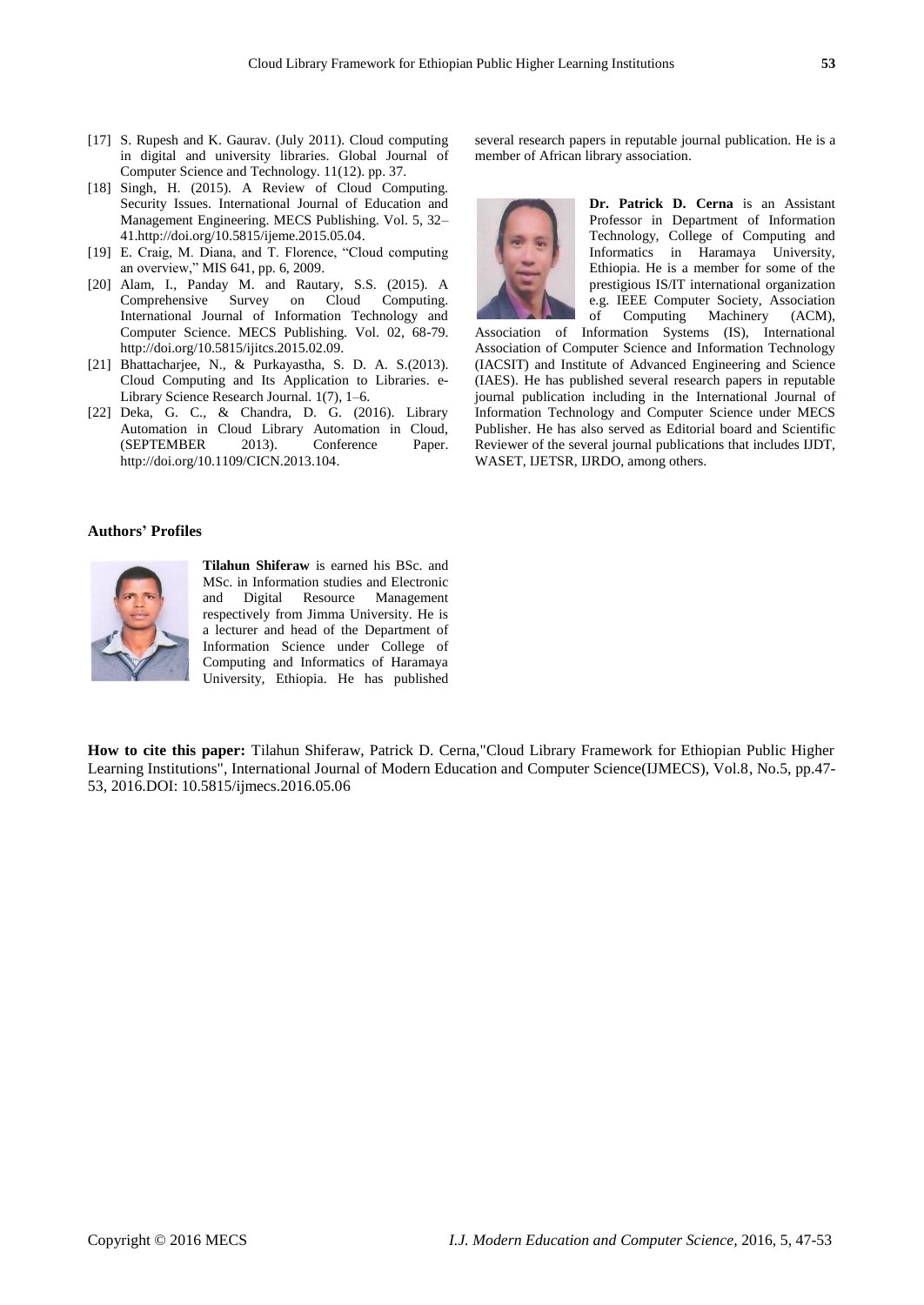[17] S. Rupesh and K. Gaurav. (July 2011). Cloud computing in digital and university libraries. Global Journal of Computer Science and Technology. 11(12). pp. 37.

[18] Singh, H. (2015). A Review of Cloud Computing. Security Issues. International Journal of Education and Management Engineering. MECS Publishing. Vol. 5, 32–41.http://doi.org/10.5815/ijeme.2015.05.04.

[19] E. Craig, M. Diana, and T. Florence, "Cloud computing an overview," MIS 641, pp. 6, 2009.

[20] Alam, I., Panday M. and Rautary, S.S. (2015). A Comprehensive Survey on Cloud Computing. International Journal of Information Technology and Computer Science. MECS Publishing. Vol. 02, 68-79. http://doi.org/10.5815/ijitcs.2015.02.09.

[21] Bhattacharjee, N., & Purkayastha, S. D. A. S.(2013). Cloud Computing and Its Application to Libraries. e-Library Science Research Journal. 1(7), 1–6.

[22] Deka, G. C., & Chandra, D. G. (2016). Library Automation in Cloud Library Automation in Cloud, (SEPTEMBER 2013). Conference Paper. http://doi.org/10.1109/CICN.2013.104.

**Authors' Profiles**

**Tilahun Shiferaw** is earned his BSc. and MSc. in Information studies and Electronic and Digital Resource Management respectively from Jimma University. He is a lecturer and head of the Department of Information Science under College of Computing and Informatics of Haramaya University, Ethiopia. He has published several research papers in reputable journal publication. He is a member of African library association.

**Dr. Patrick D. Cerna** is an Assistant Professor in Department of Information Technology, College of Computing and Informatics in Haramaya University, Ethiopia. He is a member for some of the prestigious IS/IT international organization e.g. IEEE Computer Society, Association of Computing Machinery (ACM), Association of Information Systems (IS), International Association of Computer Science and Information Technology (IACSIT) and Institute of Advanced Engineering and Science (IAES). He has published several research papers in reputable journal publication including in the International Journal of Information Technology and Computer Science under MECS Publisher. He has also served as Editorial board and Scientific Reviewer of the several journal publications that includes IJDT, WASET, IJETSR, IJRDO, among others.

**How to cite this paper:** Tilahun Shiferaw, Patrick D. Cerna,"Cloud Library Framework for Ethiopian Public Higher Learning Institutions", International Journal of Modern Education and Computer Science(IJMECS), Vol.8, No.5, pp.47-53, 2016.DOI: 10.5815/ijmecs.2016.05.06